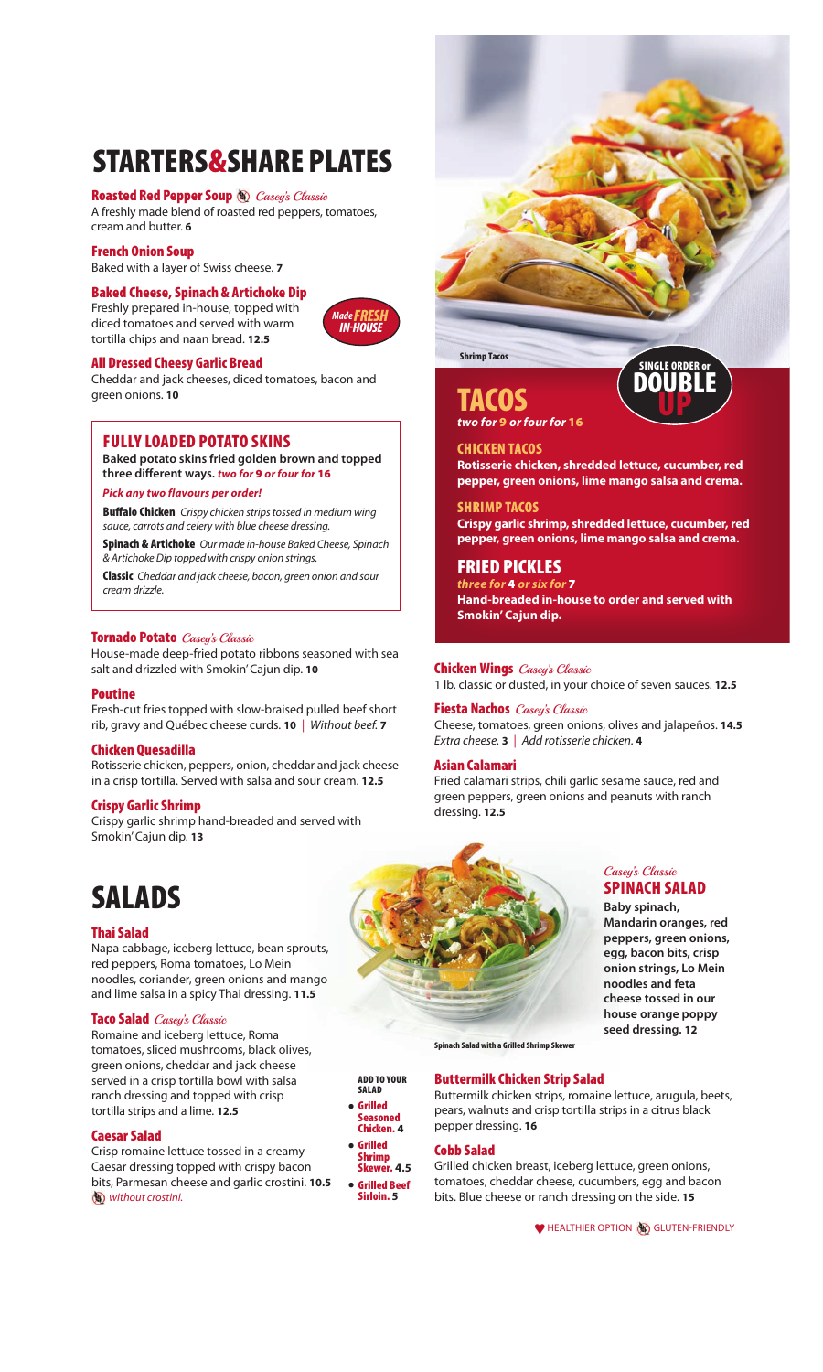# STARTERS&SHARE PLATES

### Roasted Red Pepper Soup *Casey's Classic*
A freshly made blend of roasted red peppers, tomatoes, cream and butter. **6**

### French Onion Soup
Baked with a layer of Swiss cheese. **7**

### Baked Cheese, Spinach & Artichoke Dip
Freshly prepared in-house, topped with diced tomatoes and served with warm tortilla chips and naan bread. **12.5**

*Made FRESH IN-HOUSE*

### All Dressed Cheesy Garlic Bread
Cheddar and jack cheeses, diced tomatoes, bacon and green onions. **10**

## FULLY LOADED POTATO SKINS
**Baked potato skins fried golden brown and topped three different ways.** ***two for 9 or four for 16***

***Pick any two flavours per order!***

**Buffalo Chicken** *Crispy chicken strips tossed in medium wing sauce, carrots and celery with blue cheese dressing.*

**Spinach & Artichoke** *Our made in-house Baked Cheese, Spinach & Artichoke Dip topped with crispy onion strings.*

**Classic** *Cheddar and jack cheese, bacon, green onion and sour cream drizzle.*

### Tornado Potato *Casey's Classic*
House-made deep-fried potato ribbons seasoned with sea salt and drizzled with Smokin' Cajun dip. **10**

### Poutine
Fresh-cut fries topped with slow-braised pulled beef short rib, gravy and Québec cheese curds. **10** | *Without beef.* **7**

### Chicken Quesadilla
Rotisserie chicken, peppers, onion, cheddar and jack cheese in a crisp tortilla. Served with salsa and sour cream. **12.5**

### Crispy Garlic Shrimp
Crispy garlic shrimp hand-breaded and served with Smokin' Cajun dip. **13**

Shrimp Tacos

## TACOS
***two for 9 or four for 16***

SINGLE ORDER or DOUBLE UP

### CHICKEN TACOS
**Rotisserie chicken, shredded lettuce, cucumber, red pepper, green onions, lime mango salsa and crema.**

### SHRIMP TACOS
**Crispy garlic shrimp, shredded lettuce, cucumber, red pepper, green onions, lime mango salsa and crema.**

## FRIED PICKLES
***three for 4 or six for 7***
**Hand-breaded in-house to order and served with Smokin' Cajun dip.**

### Chicken Wings *Casey's Classic*
1 lb. classic or dusted, in your choice of seven sauces. **12.5**

### Fiesta Nachos *Casey's Classic*
Cheese, tomatoes, green onions, olives and jalapeños. **14.5**
*Extra cheese.* **3** | *Add rotisserie chicken.* **4**

### Asian Calamari
Fried calamari strips, chili garlic sesame sauce, red and green peppers, green onions and peanuts with ranch dressing. **12.5**

# SALADS

### Thai Salad
Napa cabbage, iceberg lettuce, bean sprouts, red peppers, Roma tomatoes, Lo Mein noodles, coriander, green onions and mango and lime salsa in a spicy Thai dressing. **11.5**

### Taco Salad *Casey's Classic*
Romaine and iceberg lettuce, Roma tomatoes, sliced mushrooms, black olives, green onions, cheddar and jack cheese served in a crisp tortilla bowl with salsa ranch dressing and topped with crisp tortilla strips and a lime. **12.5**

### Caesar Salad
Crisp romaine lettuce tossed in a creamy Caesar dressing topped with crispy bacon bits, Parmesan cheese and garlic crostini. **10.5**
*without crostini.*

Spinach Salad with a Grilled Shrimp Skewer

## *Casey's Classic* SPINACH SALAD
**Baby spinach, Mandarin oranges, red peppers, green onions, egg, bacon bits, crisp onion strings, Lo Mein noodles and feta cheese tossed in our house orange poppy seed dressing. 12**

**ADD TO YOUR SALAD**
- **Grilled Seasoned Chicken. 4**
- **Grilled Shrimp Skewer. 4.5**
- **Grilled Beef Sirloin. 5**

### Buttermilk Chicken Strip Salad
Buttermilk chicken strips, romaine lettuce, arugula, beets, pears, walnuts and crisp tortilla strips in a citrus black pepper dressing. **16**

### Cobb Salad
Grilled chicken breast, iceberg lettuce, green onions, tomatoes, cheddar cheese, cucumbers, egg and bacon bits. Blue cheese or ranch dressing on the side. **15**

♥ HEALTHIER OPTION GLUTEN-FRIENDLY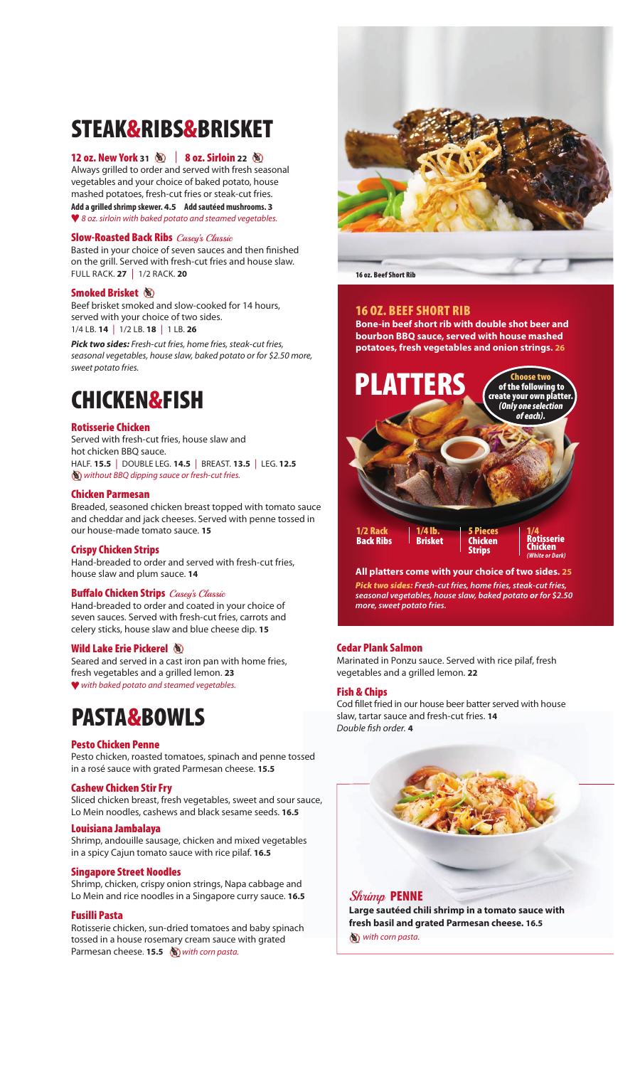# STEAK&RIBS&BRISKET

### 12 oz. New York 31 | 8 oz. Sirloin 22

Always grilled to order and served with fresh seasonal vegetables and your choice of baked potato, house mashed potatoes, fresh-cut fries or steak-cut fries.

**Add a grilled shrimp skewer. 4.5 Add sautéed mushrooms. 3**

♥ *8 oz. sirloin with baked potato and steamed vegetables.*

### Slow-Roasted Back Ribs *Casey's Classic*

Basted in your choice of seven sauces and then finished on the grill. Served with fresh-cut fries and house slaw.
FULL RACK. **27** | 1/2 RACK. **20**

### Smoked Brisket

Beef brisket smoked and slow-cooked for 14 hours, served with your choice of two sides.
1/4 LB. **14** | 1/2 LB. **18** | 1 LB. **26**

***Pick two sides:*** *Fresh-cut fries, home fries, steak-cut fries, seasonal vegetables, house slaw, baked potato or for $2.50 more, sweet potato fries.*

# CHICKEN&FISH

### Rotisserie Chicken

Served with fresh-cut fries, house slaw and hot chicken BBQ sauce.
HALF. **15.5** | DOUBLE LEG. **14.5** | BREAST. **13.5** | LEG. **12.5**
*without BBQ dipping sauce or fresh-cut fries.*

### Chicken Parmesan

Breaded, seasoned chicken breast topped with tomato sauce and cheddar and jack cheeses. Served with penne tossed in our house-made tomato sauce. **15**

### Crispy Chicken Strips

Hand-breaded to order and served with fresh-cut fries, house slaw and plum sauce. **14**

### Buffalo Chicken Strips *Casey's Classic*

Hand-breaded to order and coated in your choice of seven sauces. Served with fresh-cut fries, carrots and celery sticks, house slaw and blue cheese dip. **15**

### Wild Lake Erie Pickerel

Seared and served in a cast iron pan with home fries, fresh vegetables and a grilled lemon. **23**
♥ *with baked potato and steamed vegetables.*

# PASTA&BOWLS

### Pesto Chicken Penne

Pesto chicken, roasted tomatoes, spinach and penne tossed in a rosé sauce with grated Parmesan cheese. **15.5**

### Cashew Chicken Stir Fry

Sliced chicken breast, fresh vegetables, sweet and sour sauce, Lo Mein noodles, cashews and black sesame seeds. **16.5**

### Louisiana Jambalaya

Shrimp, andouille sausage, chicken and mixed vegetables in a spicy Cajun tomato sauce with rice pilaf. **16.5**

### Singapore Street Noodles

Shrimp, chicken, crispy onion strings, Napa cabbage and Lo Mein and rice noodles in a Singapore curry sauce. **16.5**

### Fusilli Pasta

Rotisserie chicken, sun-dried tomatoes and baby spinach tossed in a house rosemary cream sauce with grated Parmesan cheese. **15.5** *with corn pasta.*

16 oz. Beef Short Rib

### 16 OZ. BEEF SHORT RIB

**Bone-in beef short rib with double shot beer and bourbon BBQ sauce, served with house mashed potatoes, fresh vegetables and onion strings. 26**

# PLATTERS

**Choose two of the following to create your own platter.** *(Only one selection of each).*

- 1/2 Rack Back Ribs
- 1/4 lb. Brisket
- 5 Pieces Chicken Strips
- 1/4 Rotisserie Chicken *(White or Dark)*

**All platters come with your choice of two sides. 25**

***Pick two sides:*** ***Fresh-cut fries, home fries, steak-cut fries, seasonal vegetables, house slaw, baked potato or for $2.50 more, sweet potato fries.***

### Cedar Plank Salmon

Marinated in Ponzu sauce. Served with rice pilaf, fresh vegetables and a grilled lemon. **22**

### Fish & Chips

Cod fillet fried in our house beer batter served with house slaw, tartar sauce and fresh-cut fries. **14**
*Double fish order.* **4**

### *Shrimp* PENNE

**Large sautéed chili shrimp in a tomato sauce with fresh basil and grated Parmesan cheese. 16.5**
*with corn pasta.*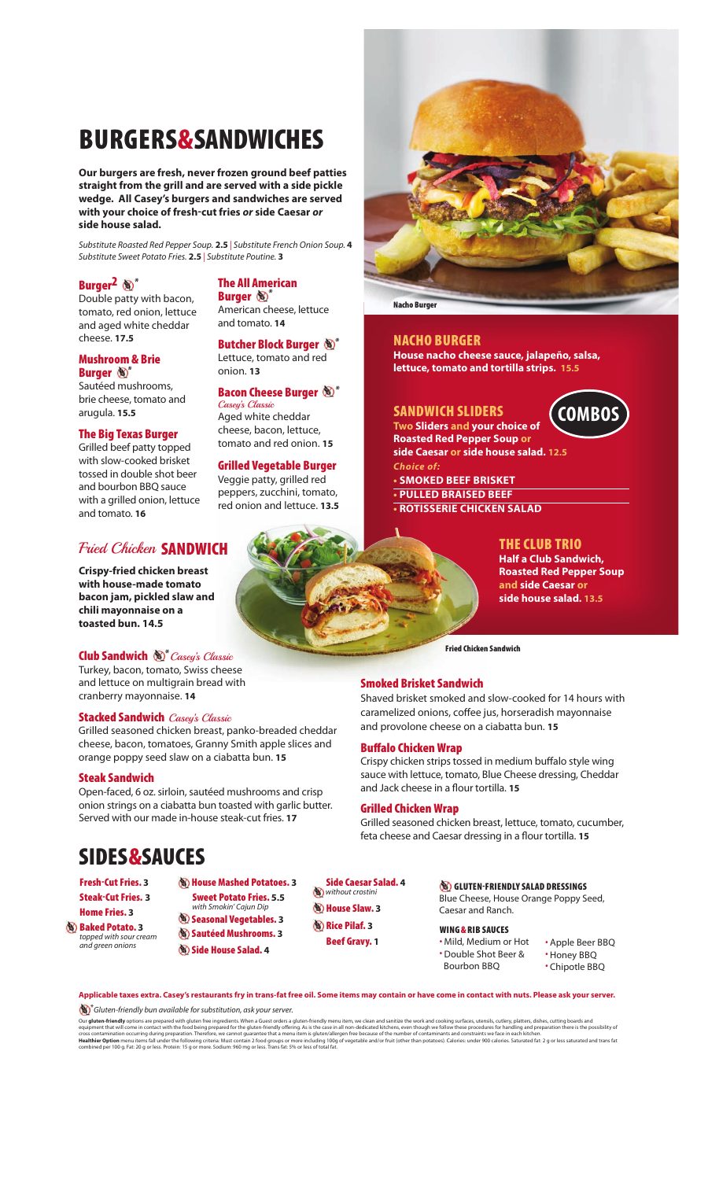# BURGERS&SANDWICHES

**Our burgers are fresh, never frozen ground beef patties straight from the grill and are served with a side pickle wedge. All Casey's burgers and sandwiches are served with your choice of fresh-cut fries *or* side Caesar *or* side house salad.**

*Substitute Roasted Red Pepper Soup.* **2.5** | *Substitute French Onion Soup.* **4**
*Substitute Sweet Potato Fries.* **2.5** | *Substitute Poutine.* **3**

### Burger² *

Double patty with bacon, tomato, red onion, lettuce and aged white cheddar cheese. **17.5**

### Mushroom & Brie Burger *

Sautéed mushrooms, brie cheese, tomato and arugula. **15.5**

### The Big Texas Burger

Grilled beef patty topped with slow-cooked brisket tossed in double shot beer and bourbon BBQ sauce with a grilled onion, lettuce and tomato. **16**

### The All American Burger *

American cheese, lettuce and tomato. **14**

### Butcher Block Burger *

Lettuce, tomato and red onion. **13**

### Bacon Cheese Burger *

*Casey's Classic*

Aged white cheddar cheese, bacon, lettuce, tomato and red onion. **15**

### Grilled Vegetable Burger

Veggie patty, grilled red peppers, zucchini, tomato, red onion and lettuce. **13.5**

Nacho Burger

## NACHO BURGER

**House nacho cheese sauce, jalapeño, salsa, lettuce, tomato and tortilla strips. 15.5**

## SANDWICH SLIDERS

COMBOS

**Two Sliders and your choice of Roasted Red Pepper Soup or side Caesar or side house salad. 12.5**

*Choice of:*

- **SMOKED BEEF BRISKET**
- **PULLED BRAISED BEEF**
- **ROTISSERIE CHICKEN SALAD**

## THE CLUB TRIO

**Half a Club Sandwich, Roasted Red Pepper Soup and side Caesar or side house salad. 13.5**

## *Fried Chicken* SANDWICH

**Crispy-fried chicken breast with house-made tomato bacon jam, pickled slaw and chili mayonnaise on a toasted bun. 14.5**

Fried Chicken Sandwich

### Club Sandwich * *Casey's Classic*

Turkey, bacon, tomato, Swiss cheese and lettuce on multigrain bread with cranberry mayonnaise. **14**

### Stacked Sandwich *Casey's Classic*

Grilled seasoned chicken breast, panko-breaded cheddar cheese, bacon, tomatoes, Granny Smith apple slices and orange poppy seed slaw on a ciabatta bun. **15**

### Steak Sandwich

Open-faced, 6 oz. sirloin, sautéed mushrooms and crisp onion strings on a ciabatta bun toasted with garlic butter. Served with our made in-house steak-cut fries. **17**

### Smoked Brisket Sandwich

Shaved brisket smoked and slow-cooked for 14 hours with caramelized onions, coffee jus, horseradish mayonnaise and provolone cheese on a ciabatta bun. **15**

### Buffalo Chicken Wrap

Crispy chicken strips tossed in medium buffalo style wing sauce with lettuce, tomato, Blue Cheese dressing, Cheddar and Jack cheese in a flour tortilla. **15**

### Grilled Chicken Wrap

Grilled seasoned chicken breast, lettuce, tomato, cucumber, feta cheese and Caesar dressing in a flour tortilla. **15**

# SIDES&SAUCES

- **Fresh-Cut Fries. 3**
- **Steak-Cut Fries. 3**
- **Home Fries. 3**
- **Baked Potato. 3** *topped with sour cream and green onions*
- **House Mashed Potatoes. 3**
- **Sweet Potato Fries. 5.5** *with Smokin' Cajun Dip*
- **Seasonal Vegetables. 3**
- **Sautéed Mushrooms. 3**
- **Side House Salad. 4**
- **Side Caesar Salad. 4** *without crostini*
- **House Slaw. 3**
- **Rice Pilaf. 3**
- **Beef Gravy. 1**

### GLUTEN-FRIENDLY SALAD DRESSINGS

Blue Cheese, House Orange Poppy Seed, Caesar and Ranch.

### WING & RIB SAUCES

- Mild, Medium or Hot
- Double Shot Beer & Bourbon BBQ
- Apple Beer BBQ
- Honey BBQ
- Chipotle BBQ

**Applicable taxes extra. Casey's restaurants fry in trans-fat free oil. Some items may contain or have come in contact with nuts. Please ask your server.**

* *Gluten-friendly bun available for substitution, ask your server.*

Our **gluten-friendly** options are prepared with gluten free ingredients. When a Guest orders a gluten-friendly menu item, we clean and sanitize the work and cooking surfaces, utensils, cutlery, platters, dishes, cutting boards and equipment that will come in contact with the food being prepared for the gluten-friendly offering. As is the case in all non-dedicated kitchens, even though we follow these procedures for handling and preparation there is the possibility of cross contamination occurring during preparation. Therefore, we cannot guarantee that a menu item is gluten/allergen free because of the number of contaminants and constraints we face in each kitchen.
**Healthier Option** menu items fall under the following criteria: Must contain 2 food groups or more including 100g of vegetable and/or fruit (other than potatoes). Calories: under 900 calories. Saturated fat: 2 g or less saturated and trans fat combined per 100 g. Fat: 20 g or less. Protein: 15 g or more. Sodium: 960 mg or less. Trans fat: 5% or less of total fat.